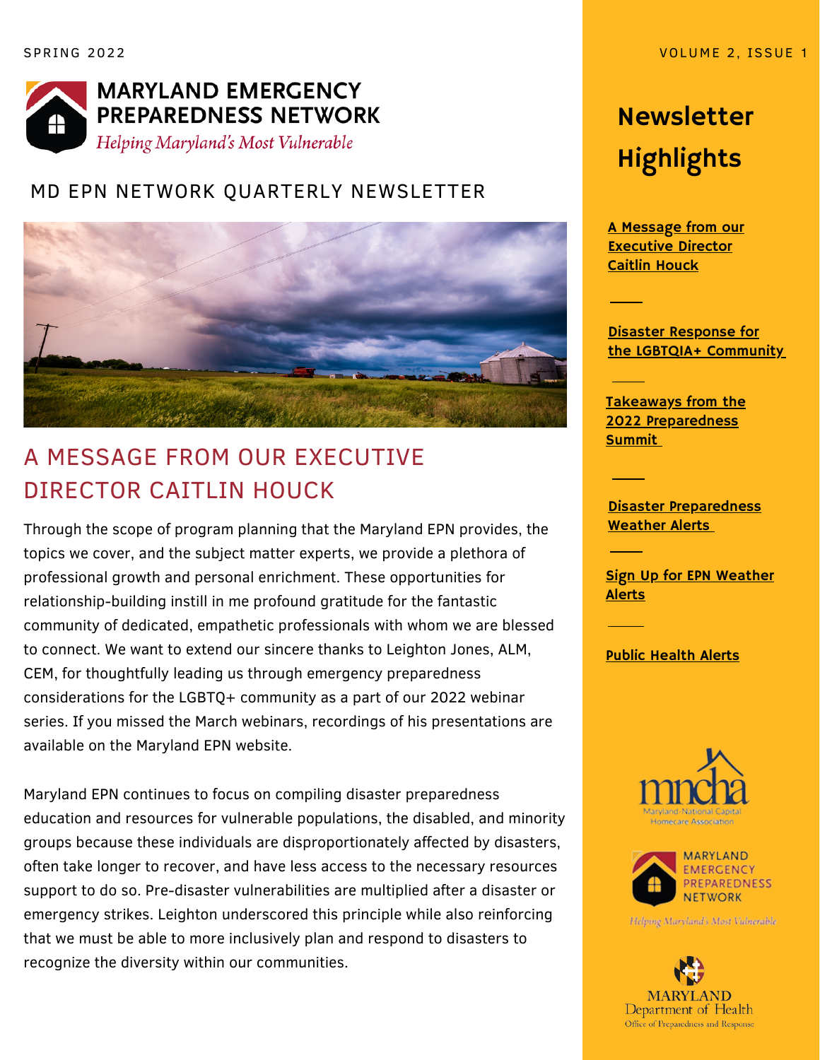SPRING 2022

# MARYLAND EMERGENCY PREPAREDNESS NETWORK

*Helping Maryland's Most Vulnerable*

## MD EPN NETWORK QUARTERLY NEWSLETTER

## A MESSAGE FROM OUR EXECUTIVE DIRECTOR CAITLIN HOUCK

Through the scope of program planning that the Maryland EPN provides, the topics we cover, and the subject matter experts, we provide a plethora of professional growth and personal enrichment. These opportunities for relationship-building instill in me profound gratitude for the fantastic community of dedicated, empathetic professionals with whom we are blessed to connect. We want to extend our sincere thanks to Leighton Jones, ALM, CEM, for thoughtfully leading us through emergency preparedness considerations for the LGBTQ+ community as a part of our 2022 webinar series. If you missed the March webinars, recordings of his presentations are available on the Maryland EPN website.

Maryland EPN continues to focus on compiling disaster preparedness education and resources for vulnerable populations, the disabled, and minority groups because these individuals are disproportionately affected by disasters, often take longer to recover, and have less access to the necessary resources support to do so. Pre-disaster vulnerabilities are multiplied after a disaster or emergency strikes. Leighton underscored this principle while also reinforcing that we must be able to more inclusively plan and respond to disasters to recognize the diversity within our communities.

## Newsletter Highlights

**A Message from our Executive Director Caitlin Houck**

**Disaster Response for the LGBTQIA+ Community**

**Takeaways from the 2022 Preparedness Summit**

**Disaster Preparedness Weather Alerts**

**Sign Up for EPN Weather Alerts**

**Public Health Alerts**

mncha — Maryland-National Capital Homecare Association

MARYLAND EMERGENCY PREPAREDNESS NETWORK — *Helping Maryland's Most Vulnerable*

MARYLAND Department of Health — Office of Preparedness and Response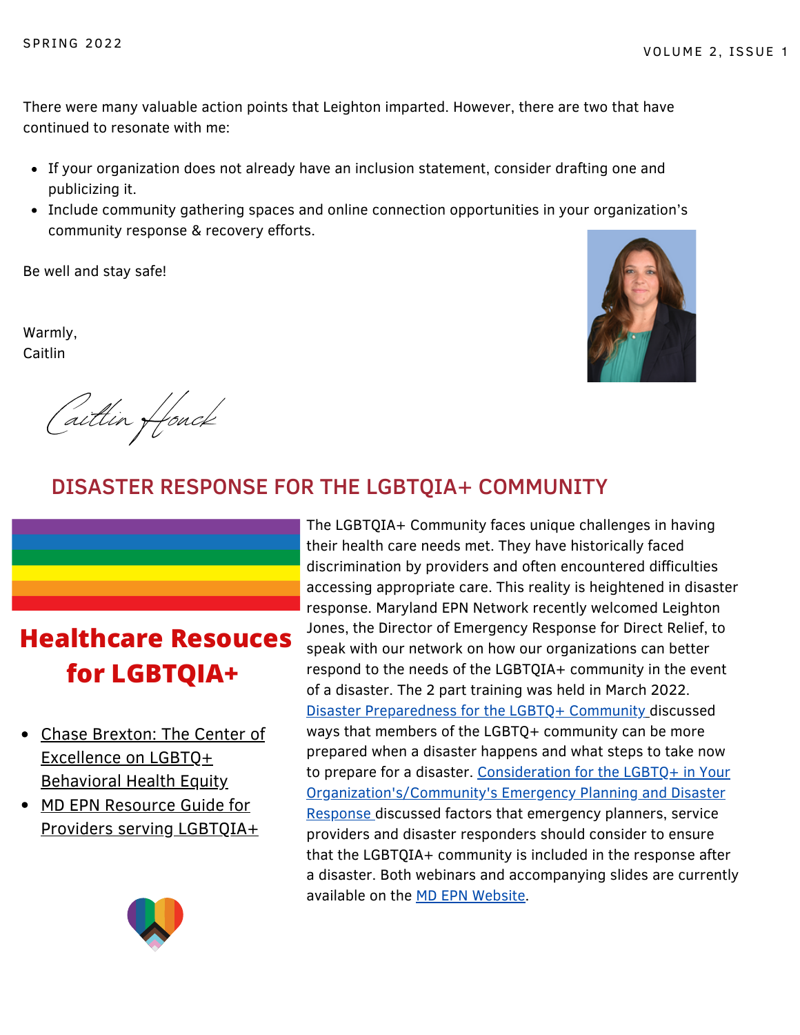There were many valuable action points that Leighton imparted. However, there are two that have continued to resonate with me:

- If your organization does not already have an inclusion statement, consider drafting one and publicizing it.
- Include community gathering spaces and online connection opportunities in your organization's community response & recovery efforts.

Be well and stay safe!

Warmly,
Caitlin

Caitlin Houck

## DISASTER RESPONSE FOR THE LGBTQIA+ COMMUNITY

The LGBTQIA+ Community faces unique challenges in having their health care needs met. They have historically faced discrimination by providers and often encountered difficulties accessing appropriate care. This reality is heightened in disaster response. Maryland EPN Network recently welcomed Leighton Jones, the Director of Emergency Response for Direct Relief, to speak with our network on how our organizations can better respond to the needs of the LGBTQIA+ community in the event of a disaster. The 2 part training was held in March 2022. Disaster Preparedness for the LGBTQ+ Community discussed ways that members of the LGBTQ+ community can be more prepared when a disaster happens and what steps to take now to prepare for a disaster. Consideration for the LGBTQ+ in Your Organization's/Community's Emergency Planning and Disaster Response discussed factors that emergency planners, service providers and disaster responders should consider to ensure that the LGBTQIA+ community is included in the response after a disaster. Both webinars and accompanying slides are currently available on the MD EPN Website.

## Healthcare Resouces for LGBTQIA+

- Chase Brexton: The Center of Excellence on LGBTQ+ Behavioral Health Equity
- MD EPN Resource Guide for Providers serving LGBTQIA+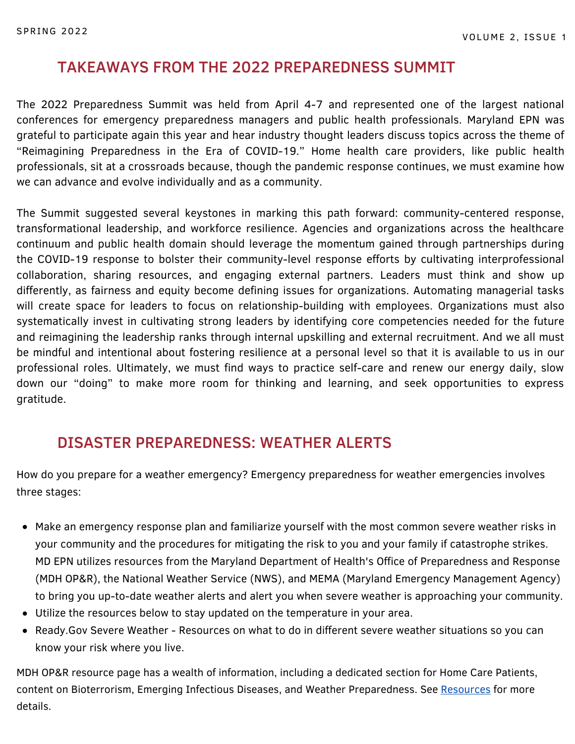## TAKEAWAYS FROM THE 2022 PREPAREDNESS SUMMIT

The 2022 Preparedness Summit was held from April 4-7 and represented one of the largest national conferences for emergency preparedness managers and public health professionals. Maryland EPN was grateful to participate again this year and hear industry thought leaders discuss topics across the theme of "Reimagining Preparedness in the Era of COVID-19." Home health care providers, like public health professionals, sit at a crossroads because, though the pandemic response continues, we must examine how we can advance and evolve individually and as a community.

The Summit suggested several keystones in marking this path forward: community-centered response, transformational leadership, and workforce resilience. Agencies and organizations across the healthcare continuum and public health domain should leverage the momentum gained through partnerships during the COVID-19 response to bolster their community-level response efforts by cultivating interprofessional collaboration, sharing resources, and engaging external partners. Leaders must think and show up differently, as fairness and equity become defining issues for organizations. Automating managerial tasks will create space for leaders to focus on relationship-building with employees. Organizations must also systematically invest in cultivating strong leaders by identifying core competencies needed for the future and reimagining the leadership ranks through internal upskilling and external recruitment. And we all must be mindful and intentional about fostering resilience at a personal level so that it is available to us in our professional roles. Ultimately, we must find ways to practice self-care and renew our energy daily, slow down our "doing" to make more room for thinking and learning, and seek opportunities to express gratitude.

## DISASTER PREPAREDNESS: WEATHER ALERTS

How do you prepare for a weather emergency? Emergency preparedness for weather emergencies involves three stages:

- Make an emergency response plan and familiarize yourself with the most common severe weather risks in your community and the procedures for mitigating the risk to you and your family if catastrophe strikes. MD EPN utilizes resources from the Maryland Department of Health's Office of Preparedness and Response (MDH OP&R), the National Weather Service (NWS), and MEMA (Maryland Emergency Management Agency) to bring you up-to-date weather alerts and alert you when severe weather is approaching your community.
- Utilize the resources below to stay updated on the temperature in your area.
- Ready.Gov Severe Weather - Resources on what to do in different severe weather situations so you can know your risk where you live.

MDH OP&R resource page has a wealth of information, including a dedicated section for Home Care Patients, content on Bioterrorism, Emerging Infectious Diseases, and Weather Preparedness. See Resources for more details.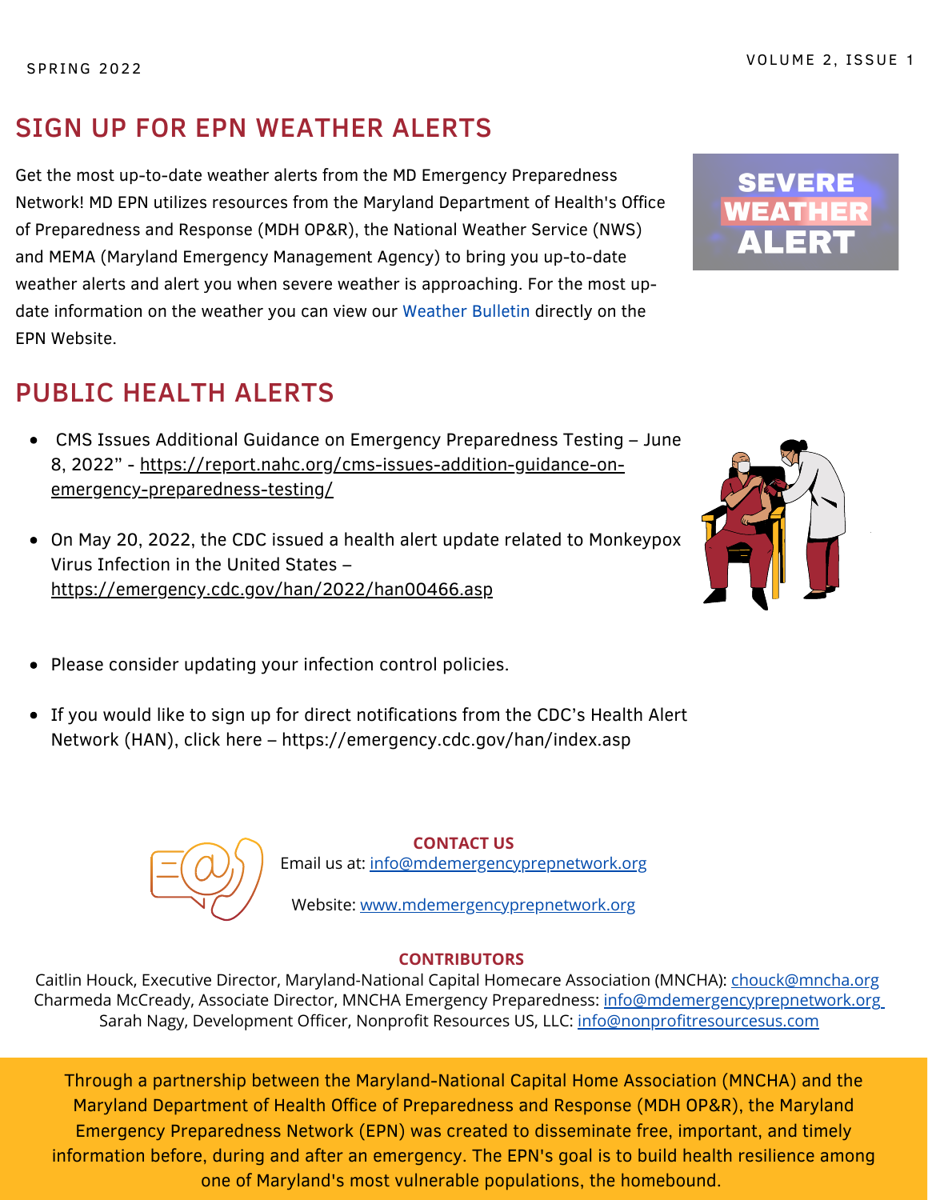## SIGN UP FOR EPN WEATHER ALERTS

Get the most up-to-date weather alerts from the MD Emergency Preparedness Network! MD EPN utilizes resources from the Maryland Department of Health's Office of Preparedness and Response (MDH OP&R), the National Weather Service (NWS) and MEMA (Maryland Emergency Management Agency) to bring you up-to-date weather alerts and alert you when severe weather is approaching. For the most up-date information on the weather you can view our Weather Bulletin directly on the EPN Website.

## PUBLIC HEALTH ALERTS

- CMS Issues Additional Guidance on Emergency Preparedness Testing – June 8, 2022" - https://report.nahc.org/cms-issues-addition-guidance-on-emergency-preparedness-testing/
- On May 20, 2022, the CDC issued a health alert update related to Monkeypox Virus Infection in the United States – https://emergency.cdc.gov/han/2022/han00466.asp
- Please consider updating your infection control policies.
- If you would like to sign up for direct notifications from the CDC's Health Alert Network (HAN), click here – https://emergency.cdc.gov/han/index.asp

**CONTACT US**

Email us at: info@mdemergencyprepnetwork.org

Website: www.mdemergencyprepnetwork.org

**CONTRIBUTORS**

Caitlin Houck, Executive Director, Maryland-National Capital Homecare Association (MNCHA): chouck@mncha.org
Charmeda McCready, Associate Director, MNCHA Emergency Preparedness: info@mdemergencyprepnetwork.org
Sarah Nagy, Development Officer, Nonprofit Resources US, LLC: info@nonprofitresourcesus.com

Through a partnership between the Maryland-National Capital Home Association (MNCHA) and the Maryland Department of Health Office of Preparedness and Response (MDH OP&R), the Maryland Emergency Preparedness Network (EPN) was created to disseminate free, important, and timely information before, during and after an emergency. The EPN's goal is to build health resilience among one of Maryland's most vulnerable populations, the homebound.